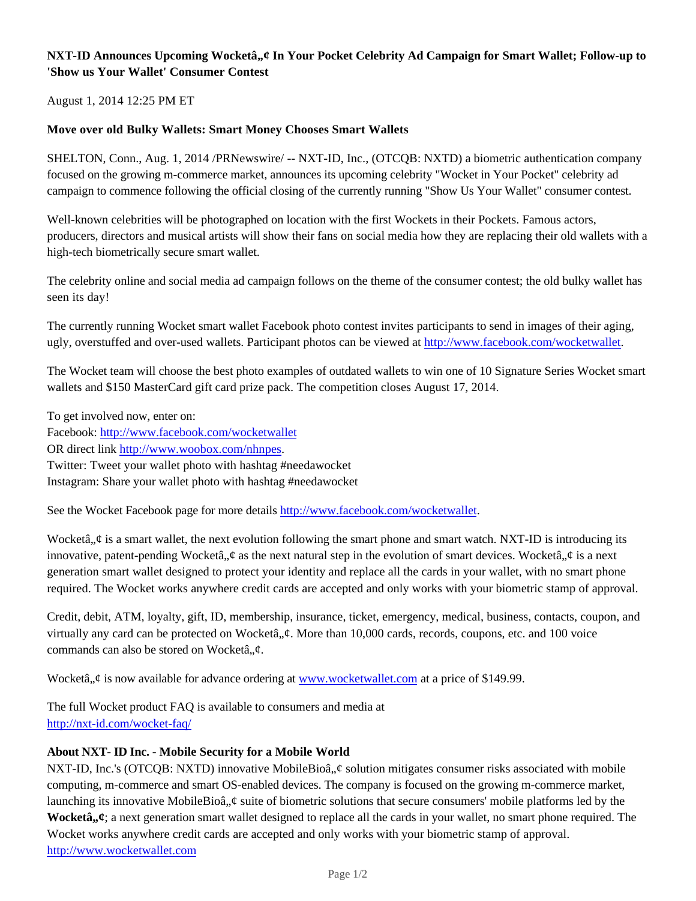**NXT-ID Announces Upcoming Wocketâ„¢ In Your Pocket Celebrity Ad Campaign for Smart Wallet; Follow-up to 'Show us Your Wallet' Consumer Contest**

August 1, 2014 12:25 PM ET

**Move over old Bulky Wallets: Smart Money Chooses Smart Wallets**

SHELTON, Conn., Aug. 1, 2014 /PRNewswire/ -- NXT-ID, Inc., (OTCQB: NXTD) a biometric authentication company focused on the growing m-commerce market, announces its upcoming celebrity "Wocket in Your Pocket" celebrity ad campaign to commence following the official closing of the currently running "Show Us Your Wallet" consumer contest.

Well-known celebrities will be photographed on location with the first Wockets in their Pockets. Famous actors, producers, directors and musical artists will show their fans on social media how they are replacing their old wallets with a high-tech biometrically secure smart wallet.

The celebrity online and social media ad campaign follows on the theme of the consumer contest; the old bulky wallet has seen its day!

The currently running Wocket smart wallet Facebook photo contest invites participants to send in images of their aging, ugly, overstuffed and over-used wallets. Participant photos can be viewed at http://www.facebook.com/wocketwallet.

The Wocket team will choose the best photo examples of outdated wallets to win one of 10 Signature Series Wocket smart wallets and $150 MasterCard gift card prize pack. The competition closes August 17, 2014.

To get involved now, enter on:
Facebook: http://www.facebook.com/wocketwallet
OR direct link http://www.woobox.com/nhnpes.
Twitter: Tweet your wallet photo with hashtag #needawocket
Instagram: Share your wallet photo with hashtag #needawocket

See the Wocket Facebook page for more details http://www.facebook.com/wocketwallet.

Wocketâ„¢ is a smart wallet, the next evolution following the smart phone and smart watch. NXT-ID is introducing its innovative, patent-pending Wocketâ„¢ as the next natural step in the evolution of smart devices. Wocketâ„¢ is a next generation smart wallet designed to protect your identity and replace all the cards in your wallet, with no smart phone required. The Wocket works anywhere credit cards are accepted and only works with your biometric stamp of approval.

Credit, debit, ATM, loyalty, gift, ID, membership, insurance, ticket, emergency, medical, business, contacts, coupon, and virtually any card can be protected on Wocketâ„¢. More than 10,000 cards, records, coupons, etc. and 100 voice commands can also be stored on Wocketâ„¢.

Wocketâ„¢ is now available for advance ordering at www.wocketwallet.com at a price of $149.99.

The full Wocket product FAQ is available to consumers and media at
http://nxt-id.com/wocket-faq/

**About NXT- ID Inc. - Mobile Security for a Mobile World**

NXT-ID, Inc.'s (OTCQB: NXTD) innovative MobileBioâ„¢ solution mitigates consumer risks associated with mobile computing, m-commerce and smart OS-enabled devices. The company is focused on the growing m-commerce market, launching its innovative MobileBioâ„¢ suite of biometric solutions that secure consumers' mobile platforms led by the **Wocketâ„¢**; a next generation smart wallet designed to replace all the cards in your wallet, no smart phone required. The Wocket works anywhere credit cards are accepted and only works with your biometric stamp of approval.
http://www.wocketwallet.com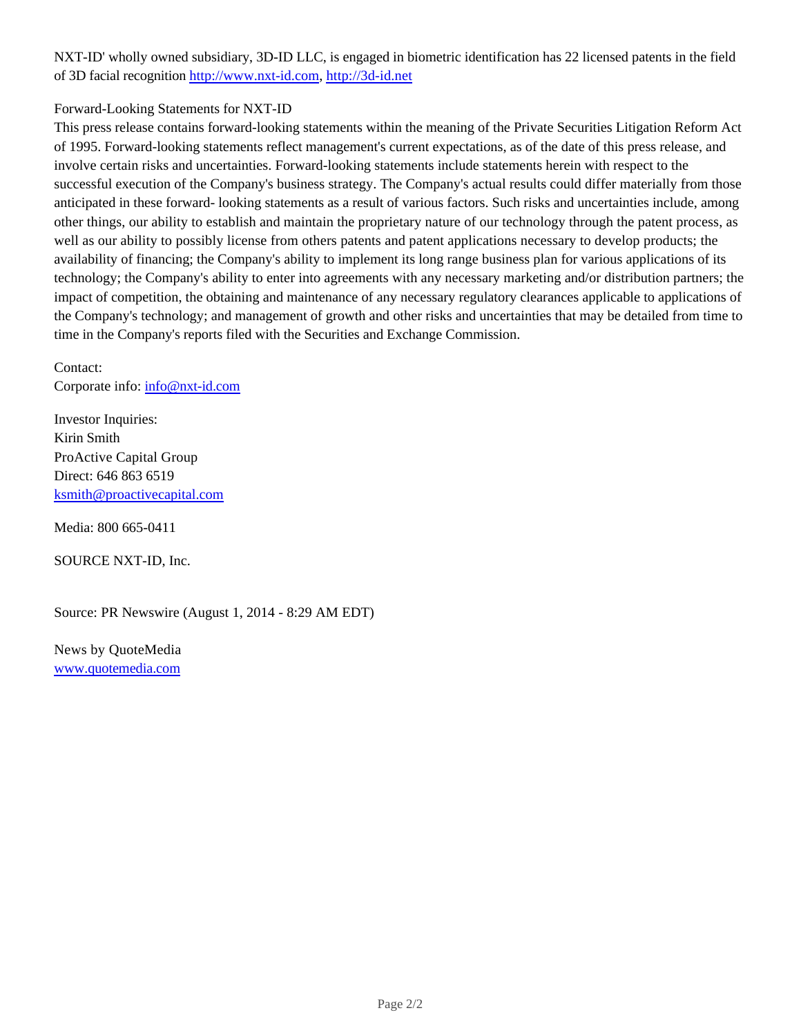NXT-ID' wholly owned subsidiary, 3D-ID LLC, is engaged in biometric identification has 22 licensed patents in the field of 3D facial recognition http://www.nxt-id.com, http://3d-id.net

Forward-Looking Statements for NXT-ID

This press release contains forward-looking statements within the meaning of the Private Securities Litigation Reform Act of 1995. Forward-looking statements reflect management's current expectations, as of the date of this press release, and involve certain risks and uncertainties. Forward-looking statements include statements herein with respect to the successful execution of the Company's business strategy. The Company's actual results could differ materially from those anticipated in these forward- looking statements as a result of various factors. Such risks and uncertainties include, among other things, our ability to establish and maintain the proprietary nature of our technology through the patent process, as well as our ability to possibly license from others patents and patent applications necessary to develop products; the availability of financing; the Company's ability to implement its long range business plan for various applications of its technology; the Company's ability to enter into agreements with any necessary marketing and/or distribution partners; the impact of competition, the obtaining and maintenance of any necessary regulatory clearances applicable to applications of the Company's technology; and management of growth and other risks and uncertainties that may be detailed from time to time in the Company's reports filed with the Securities and Exchange Commission.

Contact:
Corporate info: info@nxt-id.com

Investor Inquiries:
Kirin Smith
ProActive Capital Group
Direct: 646 863 6519
ksmith@proactivecapital.com

Media: 800 665-0411

SOURCE NXT-ID, Inc.

Source: PR Newswire (August 1, 2014 - 8:29 AM EDT)

News by QuoteMedia
www.quotemedia.com